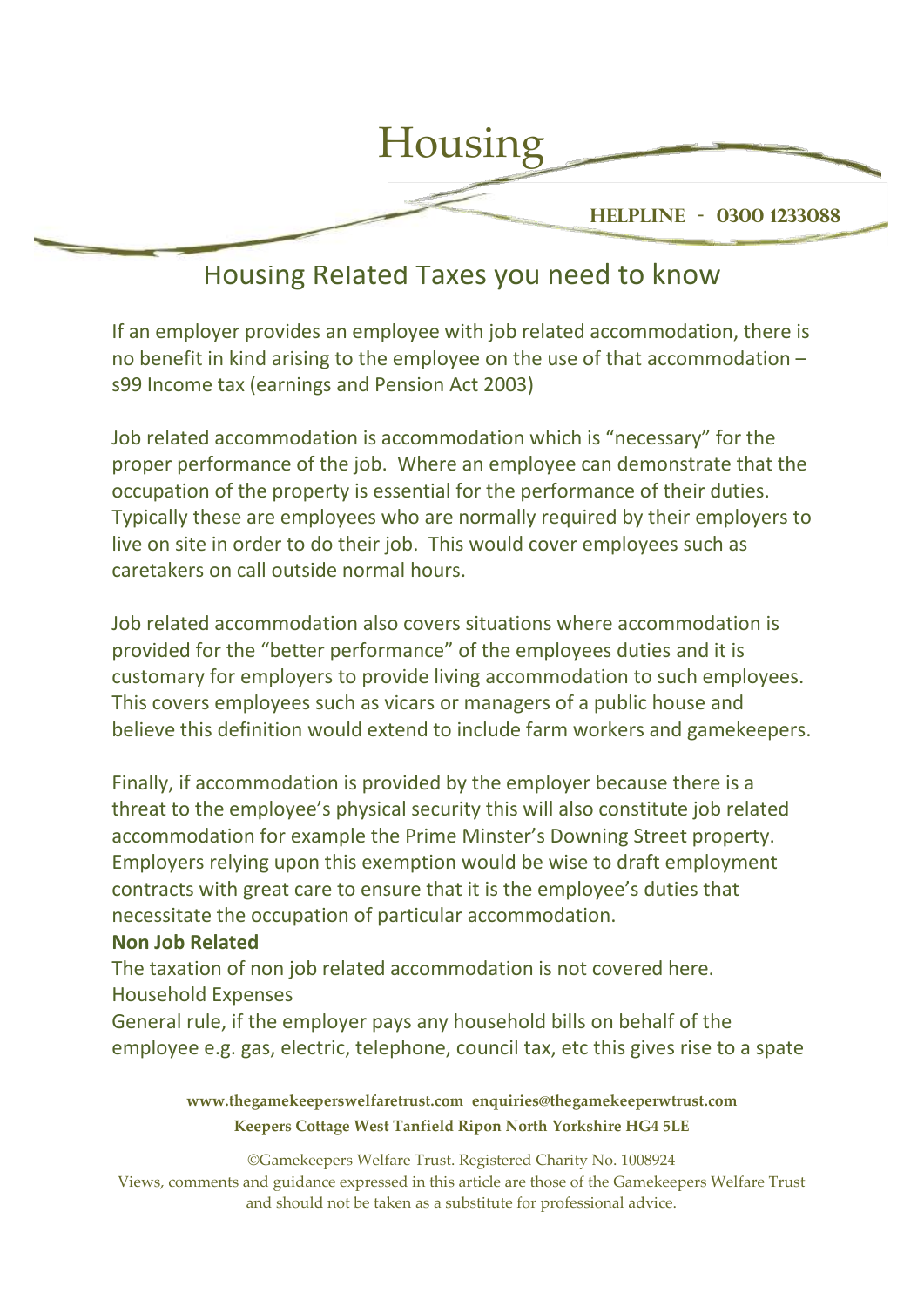# Housing

**HELPLINE - 0300 1233088**

## Housing Related Taxes you need to know

If an employer provides an employee with job related accommodation, there is no benefit in kind arising to the employee on the use of that accommodation – s99 Income tax (earnings and Pension Act 2003)

Job related accommodation is accommodation which is "necessary" for the proper performance of the job. Where an employee can demonstrate that the occupation of the property is essential for the performance of their duties. Typically these are employees who are normally required by their employers to live on site in order to do their job. This would cover employees such as caretakers on call outside normal hours.

Job related accommodation also covers situations where accommodation is provided for the "better performance" of the employees duties and it is customary for employers to provide living accommodation to such employees. This covers employees such as vicars or managers of a public house and believe this definition would extend to include farm workers and gamekeepers.

Finally, if accommodation is provided by the employer because there is a threat to the employee's physical security this will also constitute job related accommodation for example the Prime Minster's Downing Street property. Employers relying upon this exemption would be wise to draft employment contracts with great care to ensure that it is the employee's duties that necessitate the occupation of particular accommodation.

**Non Job Related**

The taxation of non job related accommodation is not covered here.

Household Expenses

General rule, if the employer pays any household bills on behalf of the employee e.g. gas, electric, telephone, council tax, etc this gives rise to a spate

**www.thegamekeeperswelfaretrust.com enquiries@thegamekeeperwtrust.com**
**Keepers Cottage West Tanfield Ripon North Yorkshire HG4 5LE**

©Gamekeepers Welfare Trust. Registered Charity No. 1008924
Views, comments and guidance expressed in this article are those of the Gamekeepers Welfare Trust and should not be taken as a substitute for professional advice.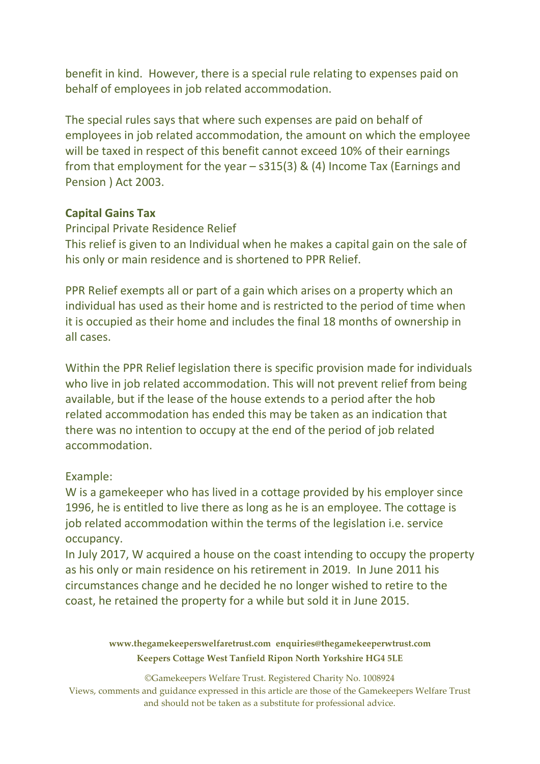benefit in kind. However, there is a special rule relating to expenses paid on behalf of employees in job related accommodation.

The special rules says that where such expenses are paid on behalf of employees in job related accommodation, the amount on which the employee will be taxed in respect of this benefit cannot exceed 10% of their earnings from that employment for the year – s315(3) & (4) Income Tax (Earnings and Pension ) Act 2003.

**Capital Gains Tax**

Principal Private Residence Relief

This relief is given to an Individual when he makes a capital gain on the sale of his only or main residence and is shortened to PPR Relief.

PPR Relief exempts all or part of a gain which arises on a property which an individual has used as their home and is restricted to the period of time when it is occupied as their home and includes the final 18 months of ownership in all cases.

Within the PPR Relief legislation there is specific provision made for individuals who live in job related accommodation. This will not prevent relief from being available, but if the lease of the house extends to a period after the hob related accommodation has ended this may be taken as an indication that there was no intention to occupy at the end of the period of job related accommodation.

Example:

W is a gamekeeper who has lived in a cottage provided by his employer since 1996, he is entitled to live there as long as he is an employee. The cottage is job related accommodation within the terms of the legislation i.e. service occupancy.

In July 2017, W acquired a house on the coast intending to occupy the property as his only or main residence on his retirement in 2019. In June 2011 his circumstances change and he decided he no longer wished to retire to the coast, he retained the property for a while but sold it in June 2015.

**www.thegamekeeperswelfaretrust.com enquiries@thegamekeeperwtrust.com**
**Keepers Cottage West Tanfield Ripon North Yorkshire HG4 5LE**

©Gamekeepers Welfare Trust. Registered Charity No. 1008924
Views, comments and guidance expressed in this article are those of the Gamekeepers Welfare Trust and should not be taken as a substitute for professional advice.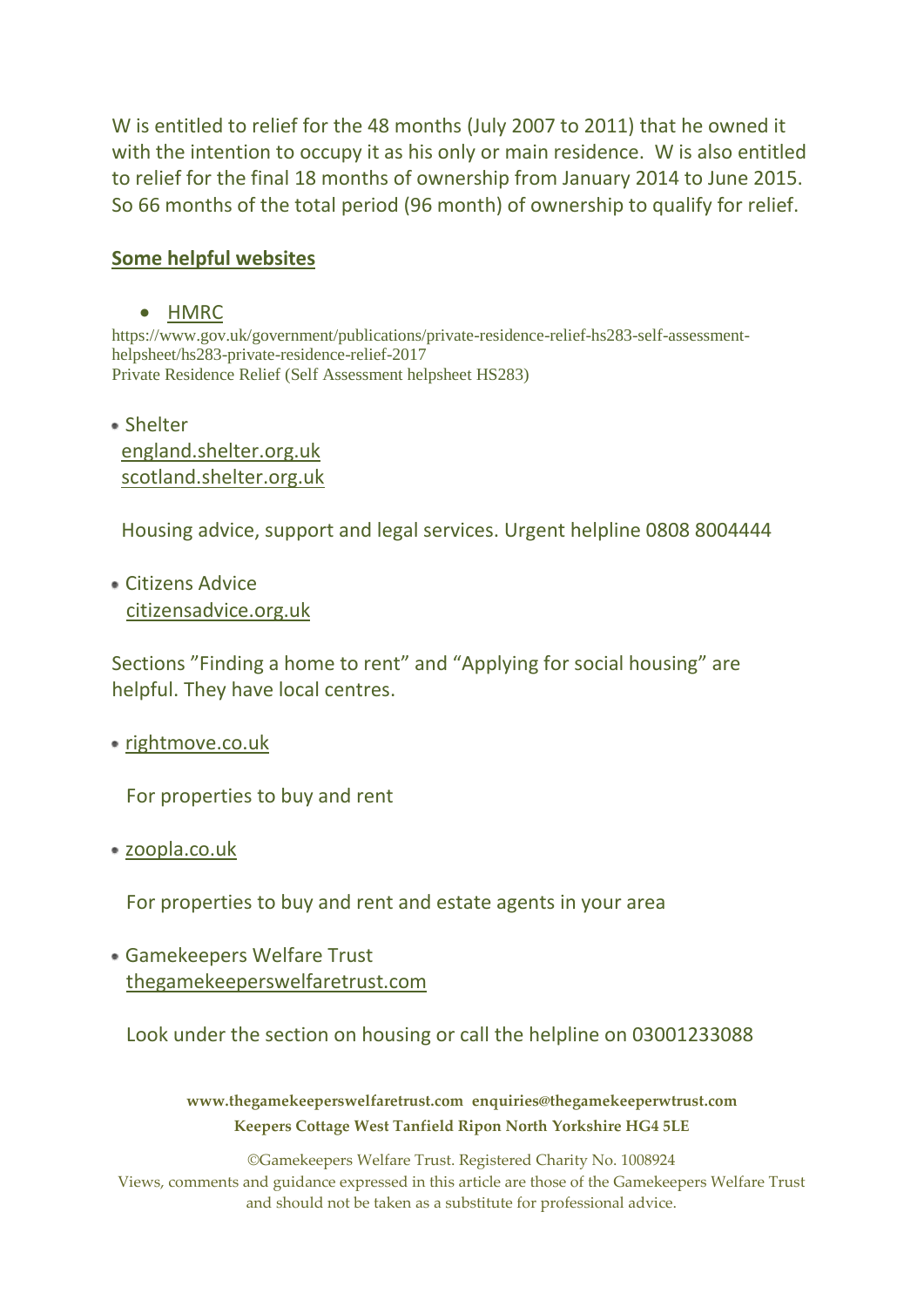W is entitled to relief for the 48 months (July 2007 to 2011) that he owned it with the intention to occupy it as his only or main residence. W is also entitled to relief for the final 18 months of ownership from January 2014 to June 2015. So 66 months of the total period (96 month) of ownership to qualify for relief.

## Some helpful websites

- HMRC

https://www.gov.uk/government/publications/private-residence-relief-hs283-self-assessment-helpsheet/hs283-private-residence-relief-2017
Private Residence Relief (Self Assessment helpsheet HS283)

- Shelter
  england.shelter.org.uk
  scotland.shelter.org.uk

  Housing advice, support and legal services. Urgent helpline 0808 8004444

- Citizens Advice
  citizensadvice.org.uk

Sections "Finding a home to rent" and "Applying for social housing" are helpful. They have local centres.

- rightmove.co.uk

  For properties to buy and rent

- zoopla.co.uk

  For properties to buy and rent and estate agents in your area

- Gamekeepers Welfare Trust
  thegamekeeperswelfaretrust.com

  Look under the section on housing or call the helpline on 03001233088

**www.thegamekeeperswelfaretrust.com enquiries@thegamekeeperwtrust.com**
**Keepers Cottage West Tanfield Ripon North Yorkshire HG4 5LE**

©Gamekeepers Welfare Trust. Registered Charity No. 1008924
Views, comments and guidance expressed in this article are those of the Gamekeepers Welfare Trust and should not be taken as a substitute for professional advice.